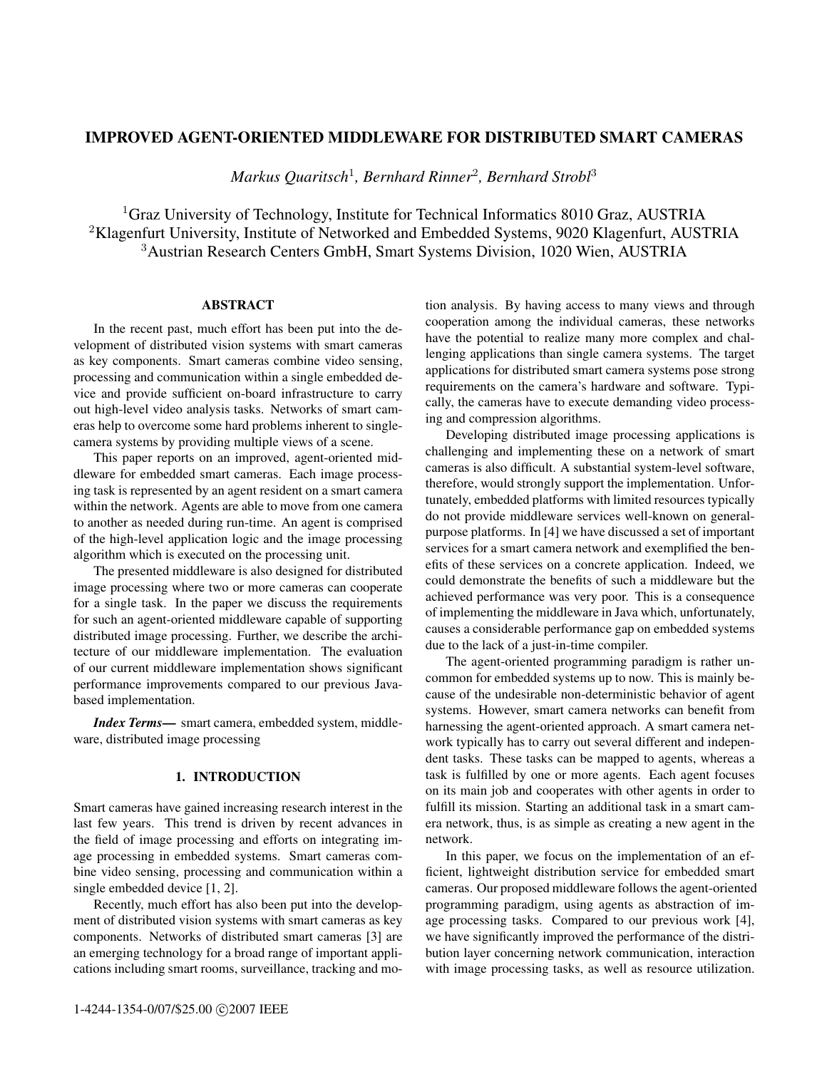# IMPROVED AGENT-ORIENTED MIDDLEWARE FOR DISTRIBUTED SMART CAMERAS

*Markus Quaritsch*[1], *Bernhard Rinner*[2], *Bernhard Strobl*[3]

[1]Graz University of Technology, Institute for Technical Informatics 8010 Graz, AUSTRIA
[2]Klagenfurt University, Institute of Networked and Embedded Systems, 9020 Klagenfurt, AUSTRIA
[3]Austrian Research Centers GmbH, Smart Systems Division, 1020 Wien, AUSTRIA

## ABSTRACT

In the recent past, much effort has been put into the development of distributed vision systems with smart cameras as key components. Smart cameras combine video sensing, processing and communication within a single embedded device and provide sufficient on-board infrastructure to carry out high-level video analysis tasks. Networks of smart cameras help to overcome some hard problems inherent to single-camera systems by providing multiple views of a scene.

This paper reports on an improved, agent-oriented middleware for embedded smart cameras. Each image processing task is represented by an agent resident on a smart camera within the network. Agents are able to move from one camera to another as needed during run-time. An agent is comprised of the high-level application logic and the image processing algorithm which is executed on the processing unit.

The presented middleware is also designed for distributed image processing where two or more cameras can cooperate for a single task. In the paper we discuss the requirements for such an agent-oriented middleware capable of supporting distributed image processing. Further, we describe the architecture of our middleware implementation. The evaluation of our current middleware implementation shows significant performance improvements compared to our previous Java-based implementation.

***Index Terms***— smart camera, embedded system, middleware, distributed image processing

## 1. INTRODUCTION

Smart cameras have gained increasing research interest in the last few years. This trend is driven by recent advances in the field of image processing and efforts on integrating image processing in embedded systems. Smart cameras combine video sensing, processing and communication within a single embedded device [1, 2].

Recently, much effort has also been put into the development of distributed vision systems with smart cameras as key components. Networks of distributed smart cameras [3] are an emerging technology for a broad range of important applications including smart rooms, surveillance, tracking and motion analysis. By having access to many views and through cooperation among the individual cameras, these networks have the potential to realize many more complex and challenging applications than single camera systems. The target applications for distributed smart camera systems pose strong requirements on the camera's hardware and software. Typically, the cameras have to execute demanding video processing and compression algorithms.

Developing distributed image processing applications is challenging and implementing these on a network of smart cameras is also difficult. A substantial system-level software, therefore, would strongly support the implementation. Unfortunately, embedded platforms with limited resources typically do not provide middleware services well-known on general-purpose platforms. In [4] we have discussed a set of important services for a smart camera network and exemplified the benefits of these services on a concrete application. Indeed, we could demonstrate the benefits of such a middleware but the achieved performance was very poor. This is a consequence of implementing the middleware in Java which, unfortunately, causes a considerable performance gap on embedded systems due to the lack of a just-in-time compiler.

The agent-oriented programming paradigm is rather uncommon for embedded systems up to now. This is mainly because of the undesirable non-deterministic behavior of agent systems. However, smart camera networks can benefit from harnessing the agent-oriented approach. A smart camera network typically has to carry out several different and independent tasks. These tasks can be mapped to agents, whereas a task is fulfilled by one or more agents. Each agent focuses on its main job and cooperates with other agents in order to fulfill its mission. Starting an additional task in a smart camera network, thus, is as simple as creating a new agent in the network.

In this paper, we focus on the implementation of an efficient, lightweight distribution service for embedded smart cameras. Our proposed middleware follows the agent-oriented programming paradigm, using agents as abstraction of image processing tasks. Compared to our previous work [4], we have significantly improved the performance of the distribution layer concerning network communication, interaction with image processing tasks, as well as resource utilization.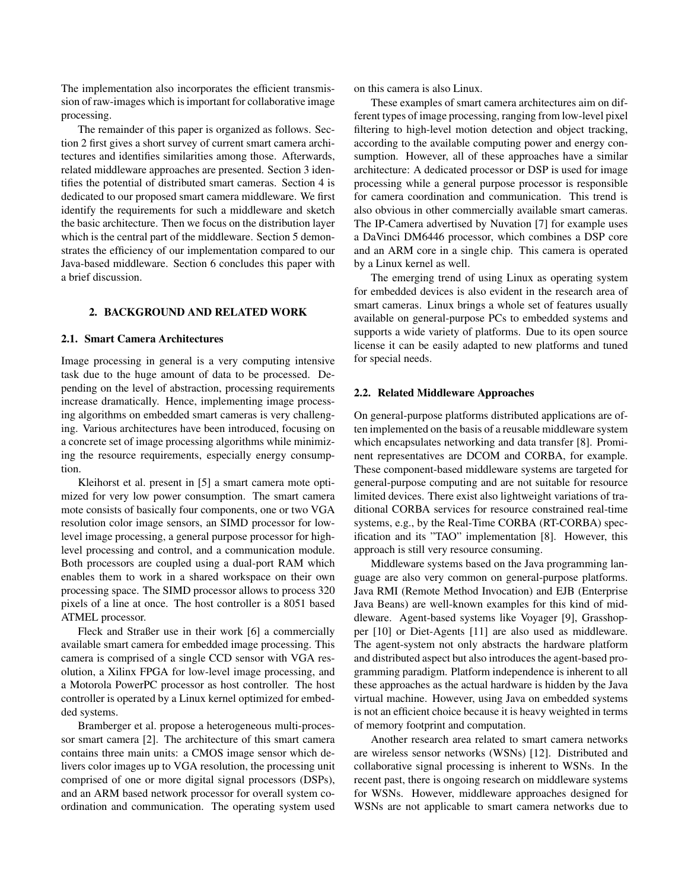The implementation also incorporates the efficient transmission of raw-images which is important for collaborative image processing.

The remainder of this paper is organized as follows. Section 2 first gives a short survey of current smart camera architectures and identifies similarities among those. Afterwards, related middleware approaches are presented. Section 3 identifies the potential of distributed smart cameras. Section 4 is dedicated to our proposed smart camera middleware. We first identify the requirements for such a middleware and sketch the basic architecture. Then we focus on the distribution layer which is the central part of the middleware. Section 5 demonstrates the efficiency of our implementation compared to our Java-based middleware. Section 6 concludes this paper with a brief discussion.

## 2. BACKGROUND AND RELATED WORK

### 2.1. Smart Camera Architectures

Image processing in general is a very computing intensive task due to the huge amount of data to be processed. Depending on the level of abstraction, processing requirements increase dramatically. Hence, implementing image processing algorithms on embedded smart cameras is very challenging. Various architectures have been introduced, focusing on a concrete set of image processing algorithms while minimizing the resource requirements, especially energy consumption.

Kleihorst et al. present in [5] a smart camera mote optimized for very low power consumption. The smart camera mote consists of basically four components, one or two VGA resolution color image sensors, an SIMD processor for low-level image processing, a general purpose processor for high-level processing and control, and a communication module. Both processors are coupled using a dual-port RAM which enables them to work in a shared workspace on their own processing space. The SIMD processor allows to process 320 pixels of a line at once. The host controller is a 8051 based ATMEL processor.

Fleck and Straßer use in their work [6] a commercially available smart camera for embedded image processing. This camera is comprised of a single CCD sensor with VGA resolution, a Xilinx FPGA for low-level image processing, and a Motorola PowerPC processor as host controller. The host controller is operated by a Linux kernel optimized for embedded systems.

Bramberger et al. propose a heterogeneous multi-processor smart camera [2]. The architecture of this smart camera contains three main units: a CMOS image sensor which delivers color images up to VGA resolution, the processing unit comprised of one or more digital signal processors (DSPs), and an ARM based network processor for overall system coordination and communication. The operating system used on this camera is also Linux.

These examples of smart camera architectures aim on different types of image processing, ranging from low-level pixel filtering to high-level motion detection and object tracking, according to the available computing power and energy consumption. However, all of these approaches have a similar architecture: A dedicated processor or DSP is used for image processing while a general purpose processor is responsible for camera coordination and communication. This trend is also obvious in other commercially available smart cameras. The IP-Camera advertised by Nuvation [7] for example uses a DaVinci DM6446 processor, which combines a DSP core and an ARM core in a single chip. This camera is operated by a Linux kernel as well.

The emerging trend of using Linux as operating system for embedded devices is also evident in the research area of smart cameras. Linux brings a whole set of features usually available on general-purpose PCs to embedded systems and supports a wide variety of platforms. Due to its open source license it can be easily adapted to new platforms and tuned for special needs.

### 2.2. Related Middleware Approaches

On general-purpose platforms distributed applications are often implemented on the basis of a reusable middleware system which encapsulates networking and data transfer [8]. Prominent representatives are DCOM and CORBA, for example. These component-based middleware systems are targeted for general-purpose computing and are not suitable for resource limited devices. There exist also lightweight variations of traditional CORBA services for resource constrained real-time systems, e.g., by the Real-Time CORBA (RT-CORBA) specification and its "TAO" implementation [8]. However, this approach is still very resource consuming.

Middleware systems based on the Java programming language are also very common on general-purpose platforms. Java RMI (Remote Method Invocation) and EJB (Enterprise Java Beans) are well-known examples for this kind of middleware. Agent-based systems like Voyager [9], Grasshopper [10] or Diet-Agents [11] are also used as middleware. The agent-system not only abstracts the hardware platform and distributed aspect but also introduces the agent-based programming paradigm. Platform independence is inherent to all these approaches as the actual hardware is hidden by the Java virtual machine. However, using Java on embedded systems is not an efficient choice because it is heavy weighted in terms of memory footprint and computation.

Another research area related to smart camera networks are wireless sensor networks (WSNs) [12]. Distributed and collaborative signal processing is inherent to WSNs. In the recent past, there is ongoing research on middleware systems for WSNs. However, middleware approaches designed for WSNs are not applicable to smart camera networks due to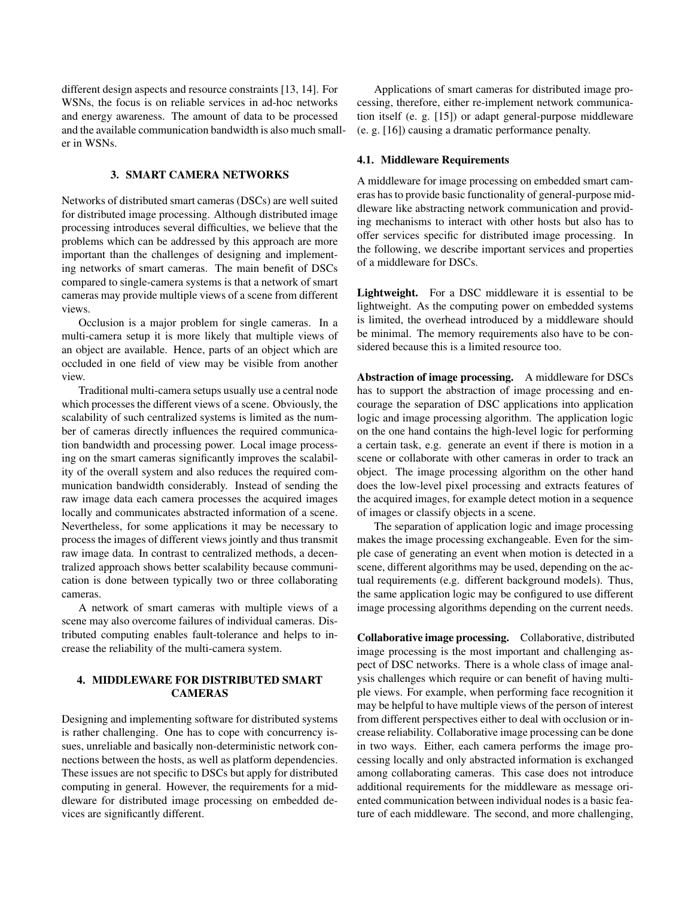different design aspects and resource constraints [13, 14]. For WSNs, the focus is on reliable services in ad-hoc networks and energy awareness. The amount of data to be processed and the available communication bandwidth is also much smaller in WSNs.

## 3. SMART CAMERA NETWORKS

Networks of distributed smart cameras (DSCs) are well suited for distributed image processing. Although distributed image processing introduces several difficulties, we believe that the problems which can be addressed by this approach are more important than the challenges of designing and implementing networks of smart cameras. The main benefit of DSCs compared to single-camera systems is that a network of smart cameras may provide multiple views of a scene from different views.

Occlusion is a major problem for single cameras. In a multi-camera setup it is more likely that multiple views of an object are available. Hence, parts of an object which are occluded in one field of view may be visible from another view.

Traditional multi-camera setups usually use a central node which processes the different views of a scene. Obviously, the scalability of such centralized systems is limited as the number of cameras directly influences the required communication bandwidth and processing power. Local image processing on the smart cameras significantly improves the scalability of the overall system and also reduces the required communication bandwidth considerably. Instead of sending the raw image data each camera processes the acquired images locally and communicates abstracted information of a scene. Nevertheless, for some applications it may be necessary to process the images of different views jointly and thus transmit raw image data. In contrast to centralized methods, a decentralized approach shows better scalability because communication is done between typically two or three collaborating cameras.

A network of smart cameras with multiple views of a scene may also overcome failures of individual cameras. Distributed computing enables fault-tolerance and helps to increase the reliability of the multi-camera system.

## 4. MIDDLEWARE FOR DISTRIBUTED SMART CAMERAS

Designing and implementing software for distributed systems is rather challenging. One has to cope with concurrency issues, unreliable and basically non-deterministic network connections between the hosts, as well as platform dependencies. These issues are not specific to DSCs but apply for distributed computing in general. However, the requirements for a middleware for distributed image processing on embedded devices are significantly different.

Applications of smart cameras for distributed image processing, therefore, either re-implement network communication itself (e. g. [15]) or adapt general-purpose middleware (e. g. [16]) causing a dramatic performance penalty.

### 4.1. Middleware Requirements

A middleware for image processing on embedded smart cameras has to provide basic functionality of general-purpose middleware like abstracting network communication and providing mechanisms to interact with other hosts but also has to offer services specific for distributed image processing. In the following, we describe important services and properties of a middleware for DSCs.

**Lightweight.** For a DSC middleware it is essential to be lightweight. As the computing power on embedded systems is limited, the overhead introduced by a middleware should be minimal. The memory requirements also have to be considered because this is a limited resource too.

**Abstraction of image processing.** A middleware for DSCs has to support the abstraction of image processing and encourage the separation of DSC applications into application logic and image processing algorithm. The application logic on the one hand contains the high-level logic for performing a certain task, e.g. generate an event if there is motion in a scene or collaborate with other cameras in order to track an object. The image processing algorithm on the other hand does the low-level pixel processing and extracts features of the acquired images, for example detect motion in a sequence of images or classify objects in a scene.

The separation of application logic and image processing makes the image processing exchangeable. Even for the simple case of generating an event when motion is detected in a scene, different algorithms may be used, depending on the actual requirements (e.g. different background models). Thus, the same application logic may be configured to use different image processing algorithms depending on the current needs.

**Collaborative image processing.** Collaborative, distributed image processing is the most important and challenging aspect of DSC networks. There is a whole class of image analysis challenges which require or can benefit of having multiple views. For example, when performing face recognition it may be helpful to have multiple views of the person of interest from different perspectives either to deal with occlusion or increase reliability. Collaborative image processing can be done in two ways. Either, each camera performs the image processing locally and only abstracted information is exchanged among collaborating cameras. This case does not introduce additional requirements for the middleware as message oriented communication between individual nodes is a basic feature of each middleware. The second, and more challenging,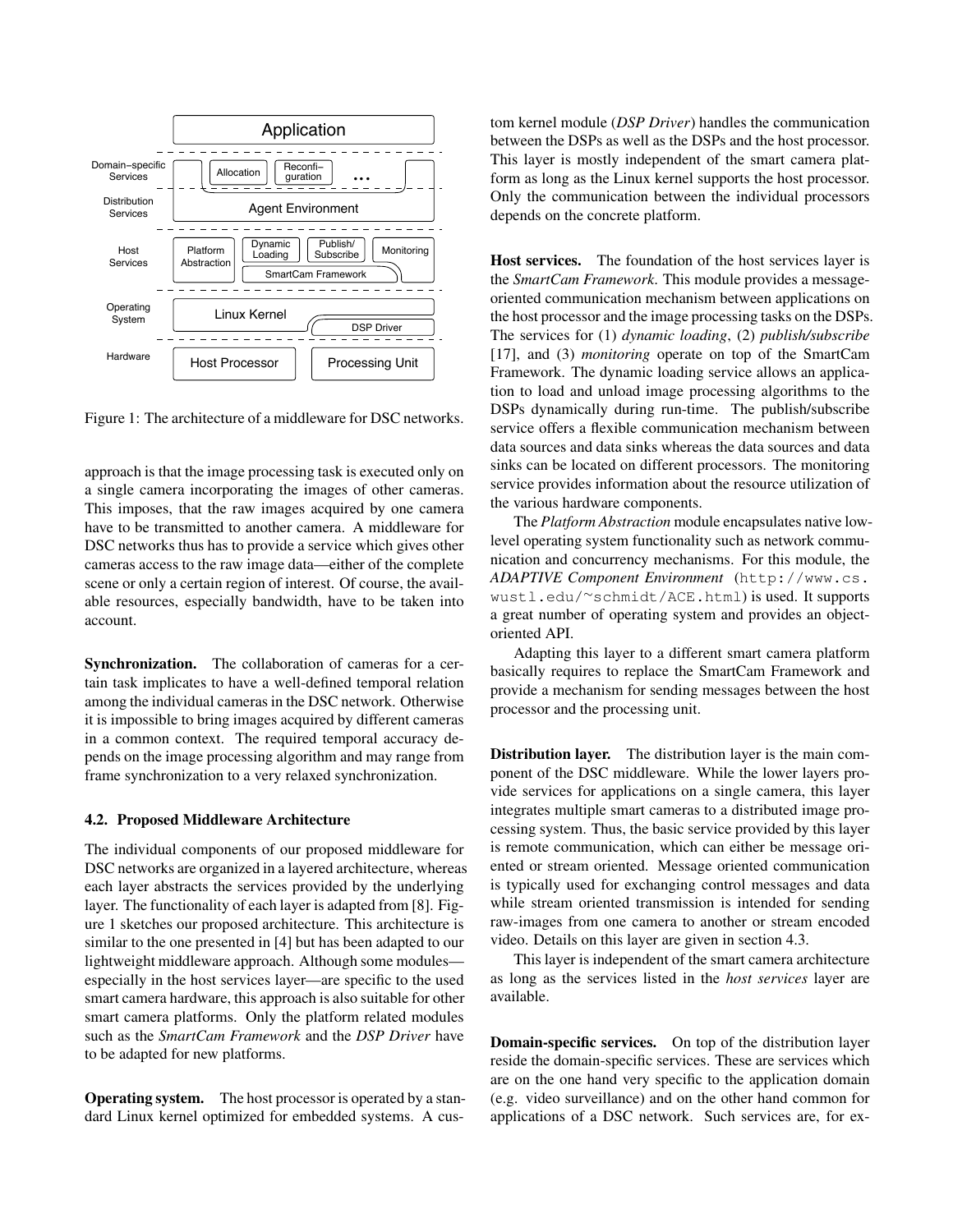Figure 1: The architecture of a middleware for DSC networks.

approach is that the image processing task is executed only on a single camera incorporating the images of other cameras. This imposes, that the raw images acquired by one camera have to be transmitted to another camera. A middleware for DSC networks thus has to provide a service which gives other cameras access to the raw image data—either of the complete scene or only a certain region of interest. Of course, the available resources, especially bandwidth, have to be taken into account.

**Synchronization.** The collaboration of cameras for a certain task implicates to have a well-defined temporal relation among the individual cameras in the DSC network. Otherwise it is impossible to bring images acquired by different cameras in a common context. The required temporal accuracy depends on the image processing algorithm and may range from frame synchronization to a very relaxed synchronization.

### 4.2. Proposed Middleware Architecture

The individual components of our proposed middleware for DSC networks are organized in a layered architecture, whereas each layer abstracts the services provided by the underlying layer. The functionality of each layer is adapted from [8]. Figure 1 sketches our proposed architecture. This architecture is similar to the one presented in [4] but has been adapted to our lightweight middleware approach. Although some modules—especially in the host services layer—are specific to the used smart camera hardware, this approach is also suitable for other smart camera platforms. Only the platform related modules such as the *SmartCam Framework* and the *DSP Driver* have to be adapted for new platforms.

**Operating system.** The host processor is operated by a standard Linux kernel optimized for embedded systems. A custom kernel module (*DSP Driver*) handles the communication between the DSPs as well as the DSPs and the host processor. This layer is mostly independent of the smart camera platform as long as the Linux kernel supports the host processor. Only the communication between the individual processors depends on the concrete platform.

**Host services.** The foundation of the host services layer is the *SmartCam Framework*. This module provides a message-oriented communication mechanism between applications on the host processor and the image processing tasks on the DSPs. The services for (1) *dynamic loading*, (2) *publish/subscribe* [17], and (3) *monitoring* operate on top of the SmartCam Framework. The dynamic loading service allows an application to load and unload image processing algorithms to the DSPs dynamically during run-time. The publish/subscribe service offers a flexible communication mechanism between data sources and data sinks whereas the data sources and data sinks can be located on different processors. The monitoring service provides information about the resource utilization of the various hardware components.

The *Platform Abstraction* module encapsulates native low-level operating system functionality such as network communication and concurrency mechanisms. For this module, the *ADAPTIVE Component Environment* (`http://www.cs.wustl.edu/~schmidt/ACE.html`) is used. It supports a great number of operating system and provides an object-oriented API.

Adapting this layer to a different smart camera platform basically requires to replace the SmartCam Framework and provide a mechanism for sending messages between the host processor and the processing unit.

**Distribution layer.** The distribution layer is the main component of the DSC middleware. While the lower layers provide services for applications on a single camera, this layer integrates multiple smart cameras to a distributed image processing system. Thus, the basic service provided by this layer is remote communication, which can either be message oriented or stream oriented. Message oriented communication is typically used for exchanging control messages and data while stream oriented transmission is intended for sending raw-images from one camera to another or stream encoded video. Details on this layer are given in section 4.3.

This layer is independent of the smart camera architecture as long as the services listed in the *host services* layer are available.

**Domain-specific services.** On top of the distribution layer reside the domain-specific services. These are services which are on the one hand very specific to the application domain (e.g. video surveillance) and on the other hand common for applications of a DSC network. Such services are, for ex-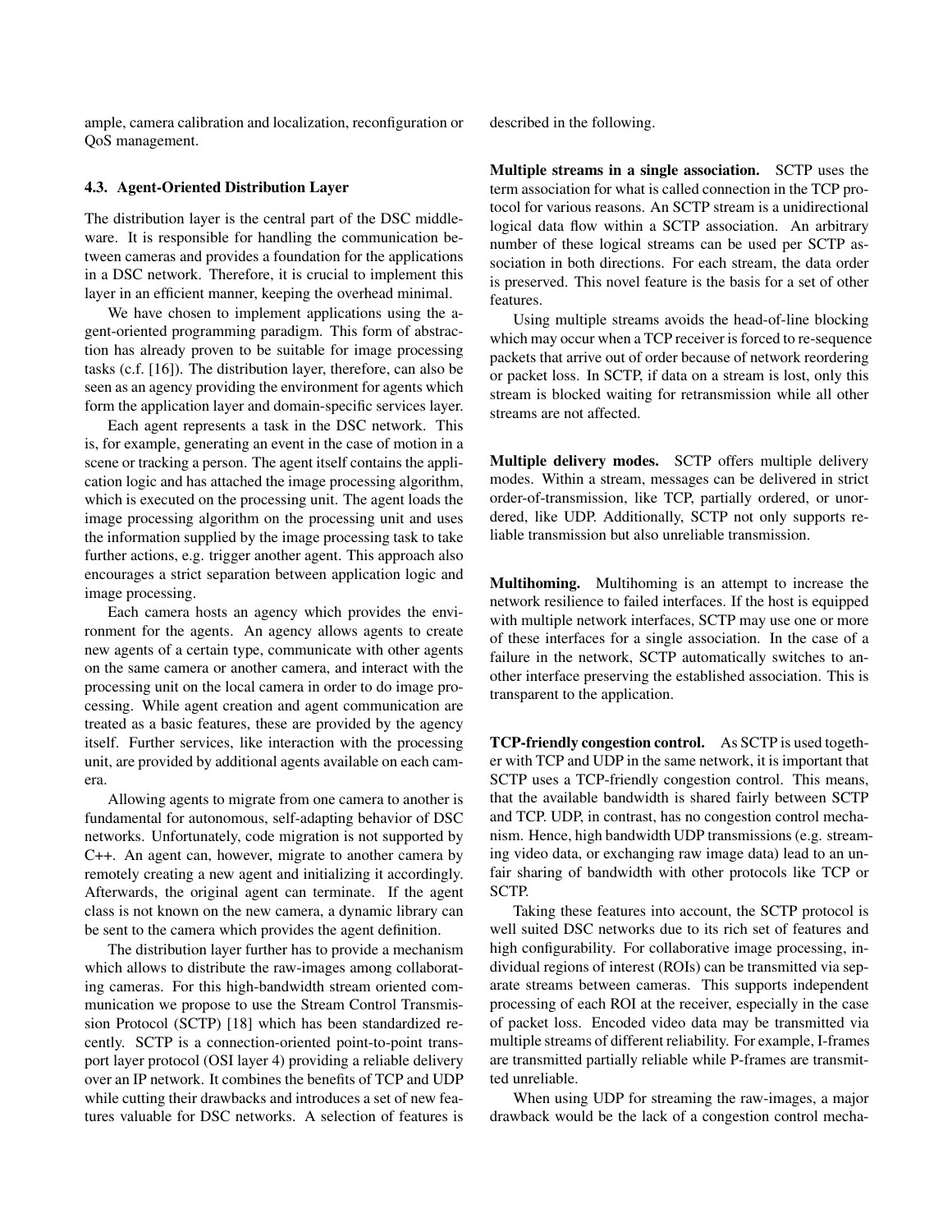ample, camera calibration and localization, reconfiguration or QoS management.

### 4.3. Agent-Oriented Distribution Layer

The distribution layer is the central part of the DSC middleware. It is responsible for handling the communication between cameras and provides a foundation for the applications in a DSC network. Therefore, it is crucial to implement this layer in an efficient manner, keeping the overhead minimal.

We have chosen to implement applications using the agent-oriented programming paradigm. This form of abstraction has already proven to be suitable for image processing tasks (c.f. [16]). The distribution layer, therefore, can also be seen as an agency providing the environment for agents which form the application layer and domain-specific services layer.

Each agent represents a task in the DSC network. This is, for example, generating an event in the case of motion in a scene or tracking a person. The agent itself contains the application logic and has attached the image processing algorithm, which is executed on the processing unit. The agent loads the image processing algorithm on the processing unit and uses the information supplied by the image processing task to take further actions, e.g. trigger another agent. This approach also encourages a strict separation between application logic and image processing.

Each camera hosts an agency which provides the environment for the agents. An agency allows agents to create new agents of a certain type, communicate with other agents on the same camera or another camera, and interact with the processing unit on the local camera in order to do image processing. While agent creation and agent communication are treated as a basic features, these are provided by the agency itself. Further services, like interaction with the processing unit, are provided by additional agents available on each camera.

Allowing agents to migrate from one camera to another is fundamental for autonomous, self-adapting behavior of DSC networks. Unfortunately, code migration is not supported by C++. An agent can, however, migrate to another camera by remotely creating a new agent and initializing it accordingly. Afterwards, the original agent can terminate. If the agent class is not known on the new camera, a dynamic library can be sent to the camera which provides the agent definition.

The distribution layer further has to provide a mechanism which allows to distribute the raw-images among collaborating cameras. For this high-bandwidth stream oriented communication we propose to use the Stream Control Transmission Protocol (SCTP) [18] which has been standardized recently. SCTP is a connection-oriented point-to-point transport layer protocol (OSI layer 4) providing a reliable delivery over an IP network. It combines the benefits of TCP and UDP while cutting their drawbacks and introduces a set of new features valuable for DSC networks. A selection of features is described in the following.

**Multiple streams in a single association.** SCTP uses the term association for what is called connection in the TCP protocol for various reasons. An SCTP stream is a unidirectional logical data flow within a SCTP association. An arbitrary number of these logical streams can be used per SCTP association in both directions. For each stream, the data order is preserved. This novel feature is the basis for a set of other features.

Using multiple streams avoids the head-of-line blocking which may occur when a TCP receiver is forced to re-sequence packets that arrive out of order because of network reordering or packet loss. In SCTP, if data on a stream is lost, only this stream is blocked waiting for retransmission while all other streams are not affected.

**Multiple delivery modes.** SCTP offers multiple delivery modes. Within a stream, messages can be delivered in strict order-of-transmission, like TCP, partially ordered, or unordered, like UDP. Additionally, SCTP not only supports reliable transmission but also unreliable transmission.

**Multihoming.** Multihoming is an attempt to increase the network resilience to failed interfaces. If the host is equipped with multiple network interfaces, SCTP may use one or more of these interfaces for a single association. In the case of a failure in the network, SCTP automatically switches to another interface preserving the established association. This is transparent to the application.

**TCP-friendly congestion control.** As SCTP is used together with TCP and UDP in the same network, it is important that SCTP uses a TCP-friendly congestion control. This means, that the available bandwidth is shared fairly between SCTP and TCP. UDP, in contrast, has no congestion control mechanism. Hence, high bandwidth UDP transmissions (e.g. streaming video data, or exchanging raw image data) lead to an unfair sharing of bandwidth with other protocols like TCP or SCTP.

Taking these features into account, the SCTP protocol is well suited DSC networks due to its rich set of features and high configurability. For collaborative image processing, individual regions of interest (ROIs) can be transmitted via separate streams between cameras. This supports independent processing of each ROI at the receiver, especially in the case of packet loss. Encoded video data may be transmitted via multiple streams of different reliability. For example, I-frames are transmitted partially reliable while P-frames are transmitted unreliable.

When using UDP for streaming the raw-images, a major drawback would be the lack of a congestion control mecha-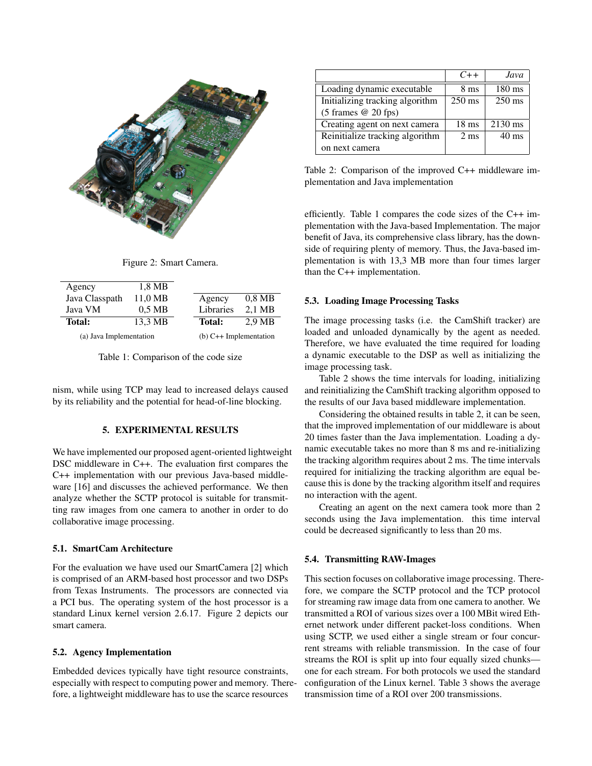Figure 2: Smart Camera.

| | |
|---|---|
| Agency | 1,8 MB |
| Java Classpath | 11,0 MB |
| Java VM | 0,5 MB |
| **Total:** | 13,3 MB |

(a) Java Implementation

| | |
|---|---|
| Agency | 0,8 MB |
| Libraries | 2,1 MB |
| **Total:** | 2,9 MB |

(b) C++ Implementation

Table 1: Comparison of the code size

nism, while using TCP may lead to increased delays caused by its reliability and the potential for head-of-line blocking.

## 5. EXPERIMENTAL RESULTS

We have implemented our proposed agent-oriented lightweight DSC middleware in C++. The evaluation first compares the C++ implementation with our previous Java-based middleware [16] and discusses the achieved performance. We then analyze whether the SCTP protocol is suitable for transmitting raw images from one camera to another in order to do collaborative image processing.

### 5.1. SmartCam Architecture

For the evaluation we have used our SmartCamera [2] which is comprised of an ARM-based host processor and two DSPs from Texas Instruments. The processors are connected via a PCI bus. The operating system of the host processor is a standard Linux kernel version 2.6.17. Figure 2 depicts our smart camera.

### 5.2. Agency Implementation

Embedded devices typically have tight resource constraints, especially with respect to computing power and memory. Therefore, a lightweight middleware has to use the scarce resources efficiently. Table 1 compares the code sizes of the C++ implementation with the Java-based Implementation. The major benefit of Java, its comprehensive class library, has the downside of requiring plenty of memory. Thus, the Java-based implementation is with 13,3 MB more than four times larger than the C++ implementation.

| | *C++* | *Java* |
|---|---|---|
| Loading dynamic executable | 8 ms | 180 ms |
| Initializing tracking algorithm (5 frames @ 20 fps) | 250 ms | 250 ms |
| Creating agent on next camera | 18 ms | 2130 ms |
| Reinitialize tracking algorithm on next camera | 2 ms | 40 ms |

Table 2: Comparison of the improved C++ middleware implementation and Java implementation

### 5.3. Loading Image Processing Tasks

The image processing tasks (i.e. the CamShift tracker) are loaded and unloaded dynamically by the agent as needed. Therefore, we have evaluated the time required for loading a dynamic executable to the DSP as well as initializing the image processing task.

Table 2 shows the time intervals for loading, initializing and reinitializing the CamShift tracking algorithm opposed to the results of our Java based middleware implementation.

Considering the obtained results in table 2, it can be seen, that the improved implementation of our middleware is about 20 times faster than the Java implementation. Loading a dynamic executable takes no more than 8 ms and re-initializing the tracking algorithm requires about 2 ms. The time intervals required for initializing the tracking algorithm are equal because this is done by the tracking algorithm itself and requires no interaction with the agent.

Creating an agent on the next camera took more than 2 seconds using the Java implementation. this time interval could be decreased significantly to less than 20 ms.

### 5.4. Transmitting RAW-Images

This section focuses on collaborative image processing. Therefore, we compare the SCTP protocol and the TCP protocol for streaming raw image data from one camera to another. We transmitted a ROI of various sizes over a 100 MBit wired Ethernet network under different packet-loss conditions. When using SCTP, we used either a single stream or four concurrent streams with reliable transmission. In the case of four streams the ROI is split up into four equally sized chunks—one for each stream. For both protocols we used the standard configuration of the Linux kernel. Table 3 shows the average transmission time of a ROI over 200 transmissions.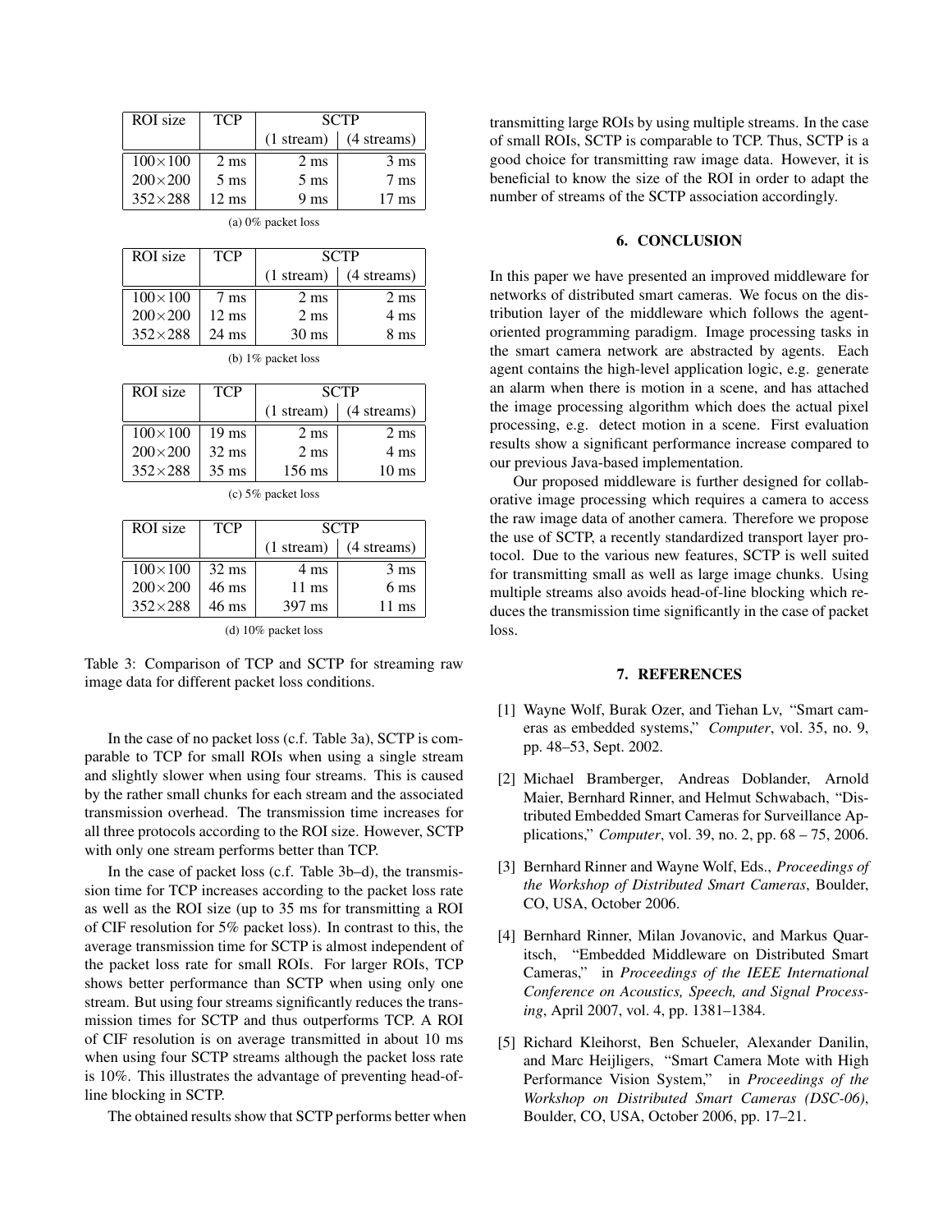| ROI size | TCP | SCTP | |
|---|---|---|---|
| | | (1 stream) | (4 streams) |
| 100×100 | 2 ms | 2 ms | 3 ms |
| 200×200 | 5 ms | 5 ms | 7 ms |
| 352×288 | 12 ms | 9 ms | 17 ms |

(a) 0% packet loss

| ROI size | TCP | SCTP | |
|---|---|---|---|
| | | (1 stream) | (4 streams) |
| 100×100 | 7 ms | 2 ms | 2 ms |
| 200×200 | 12 ms | 2 ms | 4 ms |
| 352×288 | 24 ms | 30 ms | 8 ms |

(b) 1% packet loss

| ROI size | TCP | SCTP | |
|---|---|---|---|
| | | (1 stream) | (4 streams) |
| 100×100 | 19 ms | 2 ms | 2 ms |
| 200×200 | 32 ms | 2 ms | 4 ms |
| 352×288 | 35 ms | 156 ms | 10 ms |

(c) 5% packet loss

| ROI size | TCP | SCTP | |
|---|---|---|---|
| | | (1 stream) | (4 streams) |
| 100×100 | 32 ms | 4 ms | 3 ms |
| 200×200 | 46 ms | 11 ms | 6 ms |
| 352×288 | 46 ms | 397 ms | 11 ms |

(d) 10% packet loss

Table 3: Comparison of TCP and SCTP for streaming raw image data for different packet loss conditions.

In the case of no packet loss (c.f. Table 3a), SCTP is comparable to TCP for small ROIs when using a single stream and slightly slower when using four streams. This is caused by the rather small chunks for each stream and the associated transmission overhead. The transmission time increases for all three protocols according to the ROI size. However, SCTP with only one stream performs better than TCP.

In the case of packet loss (c.f. Table 3b–d), the transmission time for TCP increases according to the packet loss rate as well as the ROI size (up to 35 ms for transmitting a ROI of CIF resolution for 5% packet loss). In contrast to this, the average transmission time for SCTP is almost independent of the packet loss rate for small ROIs. For larger ROIs, TCP shows better performance than SCTP when using only one stream. But using four streams significantly reduces the transmission times for SCTP and thus outperforms TCP. A ROI of CIF resolution is on average transmitted in about 10 ms when using four SCTP streams although the packet loss rate is 10%. This illustrates the advantage of preventing head-of-line blocking in SCTP.

The obtained results show that SCTP performs better when transmitting large ROIs by using multiple streams. In the case of small ROIs, SCTP is comparable to TCP. Thus, SCTP is a good choice for transmitting raw image data. However, it is beneficial to know the size of the ROI in order to adapt the number of streams of the SCTP association accordingly.

## 6. CONCLUSION

In this paper we have presented an improved middleware for networks of distributed smart cameras. We focus on the distribution layer of the middleware which follows the agent-oriented programming paradigm. Image processing tasks in the smart camera network are abstracted by agents. Each agent contains the high-level application logic, e.g. generate an alarm when there is motion in a scene, and has attached the image processing algorithm which does the actual pixel processing, e.g. detect motion in a scene. First evaluation results show a significant performance increase compared to our previous Java-based implementation.

Our proposed middleware is further designed for collaborative image processing which requires a camera to access the raw image data of another camera. Therefore we propose the use of SCTP, a recently standardized transport layer protocol. Due to the various new features, SCTP is well suited for transmitting small as well as large image chunks. Using multiple streams also avoids head-of-line blocking which reduces the transmission time significantly in the case of packet loss.

## 7. REFERENCES

[1] Wayne Wolf, Burak Ozer, and Tiehan Lv, "Smart cameras as embedded systems," *Computer*, vol. 35, no. 9, pp. 48–53, Sept. 2002.

[2] Michael Bramberger, Andreas Doblander, Arnold Maier, Bernhard Rinner, and Helmut Schwabach, "Distributed Embedded Smart Cameras for Surveillance Applications," *Computer*, vol. 39, no. 2, pp. 68 – 75, 2006.

[3] Bernhard Rinner and Wayne Wolf, Eds., *Proceedings of the Workshop of Distributed Smart Cameras*, Boulder, CO, USA, October 2006.

[4] Bernhard Rinner, Milan Jovanovic, and Markus Quaritsch, "Embedded Middleware on Distributed Smart Cameras," in *Proceedings of the IEEE International Conference on Acoustics, Speech, and Signal Processing*, April 2007, vol. 4, pp. 1381–1384.

[5] Richard Kleihorst, Ben Schueler, Alexander Danilin, and Marc Heijligers, "Smart Camera Mote with High Performance Vision System," in *Proceedings of the Workshop on Distributed Smart Cameras (DSC-06)*, Boulder, CO, USA, October 2006, pp. 17–21.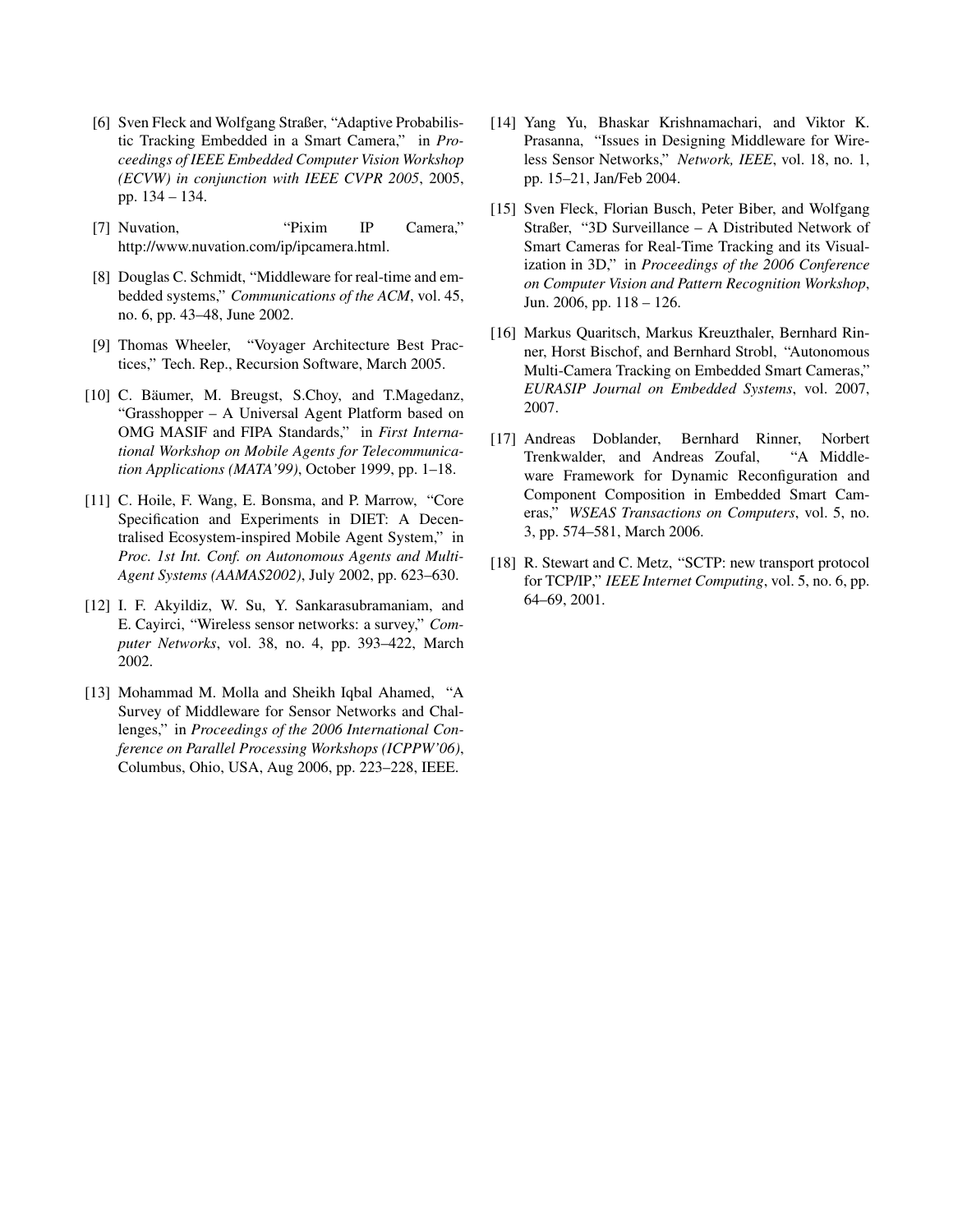[6] Sven Fleck and Wolfgang Straßer, "Adaptive Probabilistic Tracking Embedded in a Smart Camera," in *Proceedings of IEEE Embedded Computer Vision Workshop (ECVW) in conjunction with IEEE CVPR 2005*, 2005, pp. 134 – 134.

[7] Nuvation, "Pixim IP Camera," http://www.nuvation.com/ip/ipcamera.html.

[8] Douglas C. Schmidt, "Middleware for real-time and embedded systems," *Communications of the ACM*, vol. 45, no. 6, pp. 43–48, June 2002.

[9] Thomas Wheeler, "Voyager Architecture Best Practices," Tech. Rep., Recursion Software, March 2005.

[10] C. Bäumer, M. Breugst, S.Choy, and T.Magedanz, "Grasshopper – A Universal Agent Platform based on OMG MASIF and FIPA Standards," in *First International Workshop on Mobile Agents for Telecommunication Applications (MATA'99)*, October 1999, pp. 1–18.

[11] C. Hoile, F. Wang, E. Bonsma, and P. Marrow, "Core Specification and Experiments in DIET: A Decentralised Ecosystem-inspired Mobile Agent System," in *Proc. 1st Int. Conf. on Autonomous Agents and Multi-Agent Systems (AAMAS2002)*, July 2002, pp. 623–630.

[12] I. F. Akyildiz, W. Su, Y. Sankarasubramaniam, and E. Cayirci, "Wireless sensor networks: a survey," *Computer Networks*, vol. 38, no. 4, pp. 393–422, March 2002.

[13] Mohammad M. Molla and Sheikh Iqbal Ahamed, "A Survey of Middleware for Sensor Networks and Challenges," in *Proceedings of the 2006 International Conference on Parallel Processing Workshops (ICPPW'06)*, Columbus, Ohio, USA, Aug 2006, pp. 223–228, IEEE.

[14] Yang Yu, Bhaskar Krishnamachari, and Viktor K. Prasanna, "Issues in Designing Middleware for Wireless Sensor Networks," *Network, IEEE*, vol. 18, no. 1, pp. 15–21, Jan/Feb 2004.

[15] Sven Fleck, Florian Busch, Peter Biber, and Wolfgang Straßer, "3D Surveillance – A Distributed Network of Smart Cameras for Real-Time Tracking and its Visualization in 3D," in *Proceedings of the 2006 Conference on Computer Vision and Pattern Recognition Workshop*, Jun. 2006, pp. 118 – 126.

[16] Markus Quaritsch, Markus Kreuzthaler, Bernhard Rinner, Horst Bischof, and Bernhard Strobl, "Autonomous Multi-Camera Tracking on Embedded Smart Cameras," *EURASIP Journal on Embedded Systems*, vol. 2007, 2007.

[17] Andreas Doblander, Bernhard Rinner, Norbert Trenkwalder, and Andreas Zoufal, "A Middleware Framework for Dynamic Reconfiguration and Component Composition in Embedded Smart Cameras," *WSEAS Transactions on Computers*, vol. 5, no. 3, pp. 574–581, March 2006.

[18] R. Stewart and C. Metz, "SCTP: new transport protocol for TCP/IP," *IEEE Internet Computing*, vol. 5, no. 6, pp. 64–69, 2001.